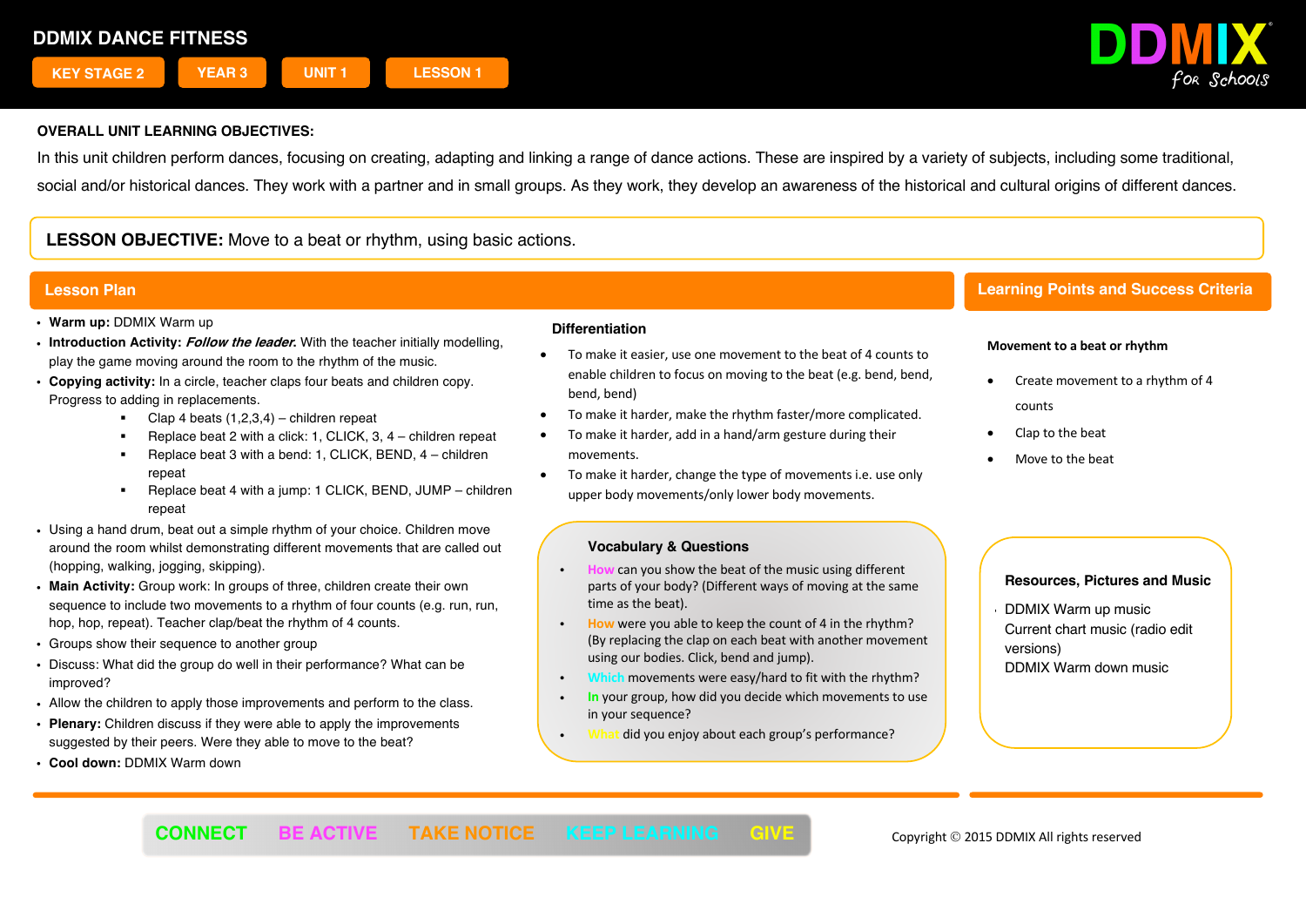# DDMIX DANCE FITNESS

KEY STAGE 2 | YEAR 3 | UNIT 1 | LESSON 1

DDMIX for Schools

**OVERALL UNIT LEARNING OBJECTIVES:**

In this unit children perform dances, focusing on creating, adapting and linking a range of dance actions. These are inspired by a variety of subjects, including some traditional, social and/or historical dances. They work with a partner and in small groups. As they work, they develop an awareness of the historical and cultural origins of different dances.

**LESSON OBJECTIVE:** Move to a beat or rhythm, using basic actions.

## Lesson Plan

- **Warm up:** DDMIX Warm up
- **Introduction Activity:** ***Follow the leader.*** With the teacher initially modelling, play the game moving around the room to the rhythm of the music.
- **Copying activity:** In a circle, teacher claps four beats and children copy. Progress to adding in replacements.
  - Clap 4 beats (1,2,3,4) – children repeat
  - Replace beat 2 with a click: 1, CLICK, 3, 4 – children repeat
  - Replace beat 3 with a bend: 1, CLICK, BEND, 4 – children repeat
  - Replace beat 4 with a jump: 1 CLICK, BEND, JUMP – children repeat
- Using a hand drum, beat out a simple rhythm of your choice. Children move around the room whilst demonstrating different movements that are called out (hopping, walking, jogging, skipping).
- **Main Activity:** Group work: In groups of three, children create their own sequence to include two movements to a rhythm of four counts (e.g. run, run, hop, hop, repeat). Teacher clap/beat the rhythm of 4 counts.
- Groups show their sequence to another group
- Discuss: What did the group do well in their performance? What can be improved?
- Allow the children to apply those improvements and perform to the class.
- **Plenary:** Children discuss if they were able to apply the improvements suggested by their peers. Were they able to move to the beat?
- **Cool down:** DDMIX Warm down

### Differentiation

- To make it easier, use one movement to the beat of 4 counts to enable children to focus on moving to the beat (e.g. bend, bend, bend, bend)
- To make it harder, make the rhythm faster/more complicated.
- To make it harder, add in a hand/arm gesture during their movements.
- To make it harder, change the type of movements i.e. use only upper body movements/only lower body movements.

### Vocabulary & Questions

- How can you show the beat of the music using different parts of your body? (Different ways of moving at the same time as the beat).
- How were you able to keep the count of 4 in the rhythm? (By replacing the clap on each beat with another movement using our bodies. Click, bend and jump).
- Which movements were easy/hard to fit with the rhythm?
- In your group, how did you decide which movements to use in your sequence?
- What did you enjoy about each group's performance?

## Learning Points and Success Criteria

**Movement to a beat or rhythm**

- Create movement to a rhythm of 4 counts
- Clap to the beat
- Move to the beat

### Resources, Pictures and Music

- DDMIX Warm up music
  Current chart music (radio edit versions)
  DDMIX Warm down music

CONNECT | BE ACTIVE | TAKE NOTICE | KEEP LEARNING | GIVE

Copyright © 2015 DDMIX All rights reserved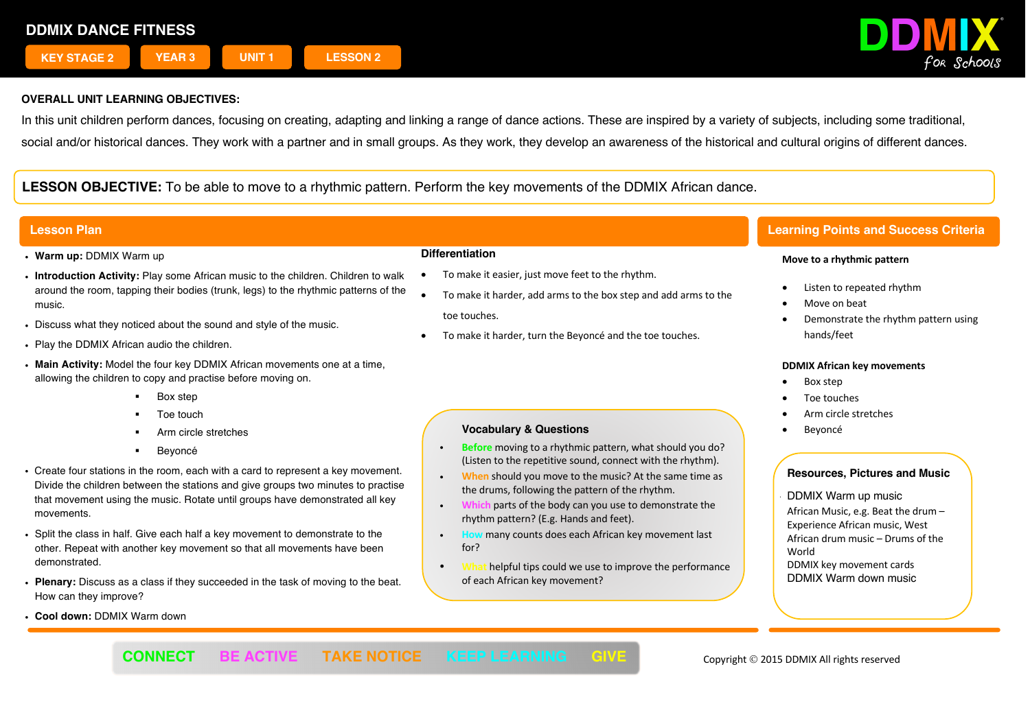# DDMIX DANCE FITNESS

KEY STAGE 2 | YEAR 3 | UNIT 1 | LESSON 2

DDMIX for Schools

**OVERALL UNIT LEARNING OBJECTIVES:**

In this unit children perform dances, focusing on creating, adapting and linking a range of dance actions. These are inspired by a variety of subjects, including some traditional, social and/or historical dances. They work with a partner and in small groups. As they work, they develop an awareness of the historical and cultural origins of different dances.

**LESSON OBJECTIVE:** To be able to move to a rhythmic pattern. Perform the key movements of the DDMIX African dance.

## Lesson Plan

- **Warm up:** DDMIX Warm up
- **Introduction Activity:** Play some African music to the children. Children to walk around the room, tapping their bodies (trunk, legs) to the rhythmic patterns of the music.
- Discuss what they noticed about the sound and style of the music.
- Play the DDMIX African audio the children.
- **Main Activity:** Model the four key DDMIX African movements one at a time, allowing the children to copy and practise before moving on.
    - Box step
    - Toe touch
    - Arm circle stretches
    - Beyoncé
- Create four stations in the room, each with a card to represent a key movement. Divide the children between the stations and give groups two minutes to practise that movement using the music. Rotate until groups have demonstrated all key movements.
- Split the class in half. Give each half a key movement to demonstrate to the other. Repeat with another key movement so that all movements have been demonstrated.
- **Plenary:** Discuss as a class if they succeeded in the task of moving to the beat. How can they improve?
- **Cool down:** DDMIX Warm down

### Differentiation

- To make it easier, just move feet to the rhythm.
- To make it harder, add arms to the box step and add arms to the toe touches.
- To make it harder, turn the Beyoncé and the toe touches.

### Vocabulary & Questions

- **Before** moving to a rhythmic pattern, what should you do? (Listen to the repetitive sound, connect with the rhythm).
- **When** should you move to the music? At the same time as the drums, following the pattern of the rhythm.
- **Which** parts of the body can you use to demonstrate the rhythm pattern? (E.g. Hands and feet).
- **How** many counts does each African key movement last for?
- **What** helpful tips could we use to improve the performance of each African key movement?

## Learning Points and Success Criteria

**Move to a rhythmic pattern**

- Listen to repeated rhythm
- Move on beat
- Demonstrate the rhythm pattern using hands/feet

**DDMIX African key movements**

- Box step
- Toe touches
- Arm circle stretches
- Beyoncé

### Resources, Pictures and Music

DDMIX Warm up music
African Music, e.g. Beat the drum – Experience African music, West African drum music – Drums of the World
DDMIX key movement cards
DDMIX Warm down music

CONNECT | BE ACTIVE | TAKE NOTICE | KEEP LEARNING | GIVE

Copyright © 2015 DDMIX All rights reserved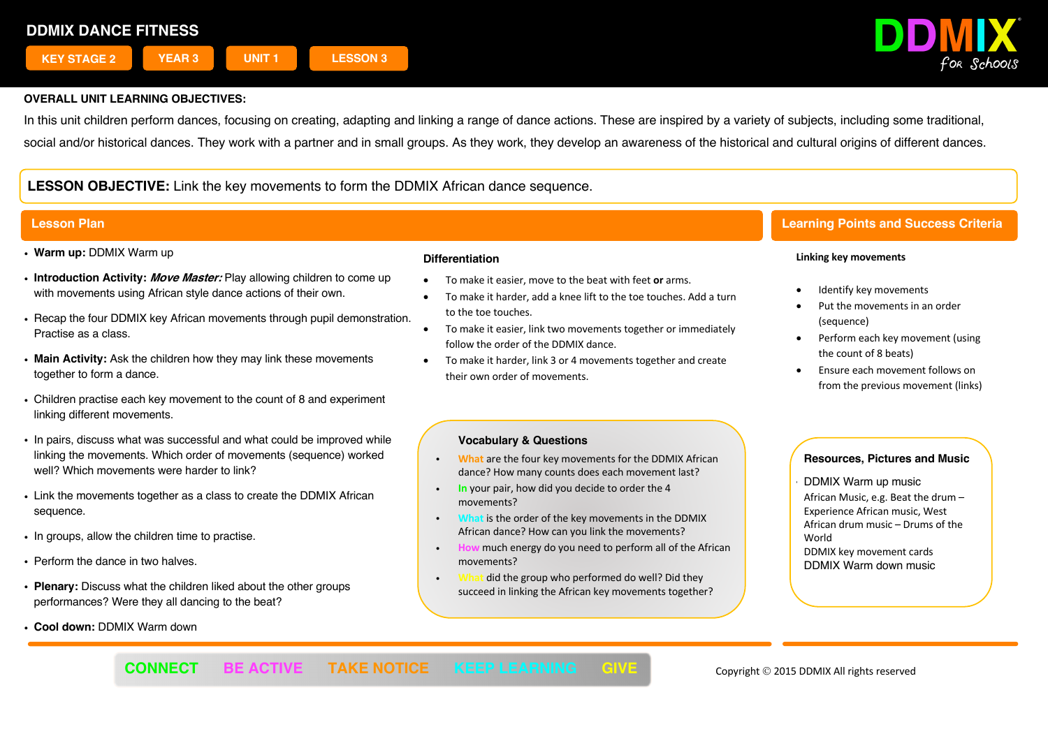# DDMIX DANCE FITNESS

KEY STAGE 2 | YEAR 3 | UNIT 1 | LESSON 3

DDMIX for Schools

**OVERALL UNIT LEARNING OBJECTIVES:**

In this unit children perform dances, focusing on creating, adapting and linking a range of dance actions. These are inspired by a variety of subjects, including some traditional, social and/or historical dances. They work with a partner and in small groups. As they work, they develop an awareness of the historical and cultural origins of different dances.

**LESSON OBJECTIVE:** Link the key movements to form the DDMIX African dance sequence.

## Lesson Plan

- **Warm up:** DDMIX Warm up
- **Introduction Activity:** ***Move Master:*** Play allowing children to come up with movements using African style dance actions of their own.
- Recap the four DDMIX key African movements through pupil demonstration. Practise as a class.
- **Main Activity:** Ask the children how they may link these movements together to form a dance.
- Children practise each key movement to the count of 8 and experiment linking different movements.
- In pairs, discuss what was successful and what could be improved while linking the movements. Which order of movements (sequence) worked well? Which movements were harder to link?
- Link the movements together as a class to create the DDMIX African sequence.
- In groups, allow the children time to practise.
- Perform the dance in two halves.
- **Plenary:** Discuss what the children liked about the other groups performances? Were they all dancing to the beat?
- **Cool down:** DDMIX Warm down

### Differentiation

- To make it easier, move to the beat with feet **or** arms.
- To make it harder, add a knee lift to the toe touches. Add a turn to the toe touches.
- To make it easier, link two movements together or immediately follow the order of the DDMIX dance.
- To make it harder, link 3 or 4 movements together and create their own order of movements.

### Vocabulary & Questions

- What are the four key movements for the DDMIX African dance? How many counts does each movement last?
- In your pair, how did you decide to order the 4 movements?
- What is the order of the key movements in the DDMIX African dance? How can you link the movements?
- How much energy do you need to perform all of the African movements?
- What did the group who performed do well? Did they succeed in linking the African key movements together?

## Learning Points and Success Criteria

**Linking key movements**

- Identify key movements
- Put the movements in an order (sequence)
- Perform each key movement (using the count of 8 beats)
- Ensure each movement follows on from the previous movement (links)

### Resources, Pictures and Music

- DDMIX Warm up music
- African Music, e.g. Beat the drum – Experience African music, West African drum music – Drums of the World
- DDMIX key movement cards
- DDMIX Warm down music

CONNECT | BE ACTIVE | TAKE NOTICE | KEEP LEARNING | GIVE

Copyright © 2015 DDMIX All rights reserved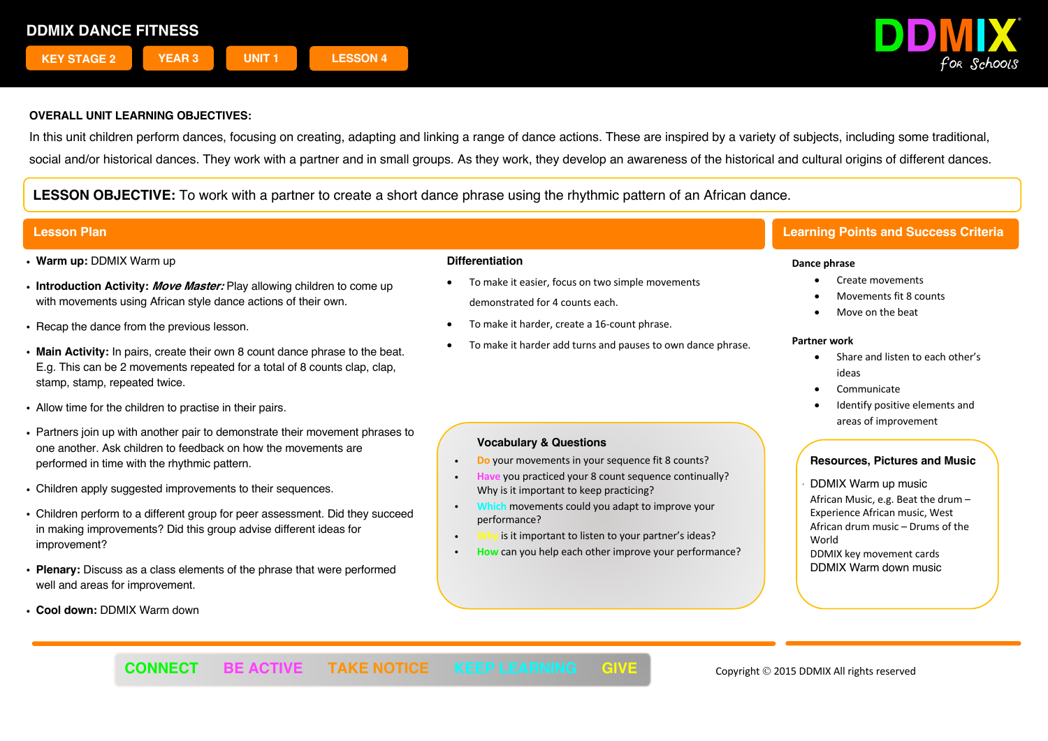# DDMIX DANCE FITNESS

KEY STAGE 2 | YEAR 3 | UNIT 1 | LESSON 4

DDMIX for Schools

**OVERALL UNIT LEARNING OBJECTIVES:**

In this unit children perform dances, focusing on creating, adapting and linking a range of dance actions. These are inspired by a variety of subjects, including some traditional, social and/or historical dances. They work with a partner and in small groups. As they work, they develop an awareness of the historical and cultural origins of different dances.

**LESSON OBJECTIVE:** To work with a partner to create a short dance phrase using the rhythmic pattern of an African dance.

## Lesson Plan

- **Warm up:** DDMIX Warm up
- **Introduction Activity:** ***Move Master:*** Play allowing children to come up with movements using African style dance actions of their own.
- Recap the dance from the previous lesson.
- **Main Activity:** In pairs, create their own 8 count dance phrase to the beat. E.g. This can be 2 movements repeated for a total of 8 counts clap, clap, stamp, stamp, repeated twice.
- Allow time for the children to practise in their pairs.
- Partners join up with another pair to demonstrate their movement phrases to one another. Ask children to feedback on how the movements are performed in time with the rhythmic pattern.
- Children apply suggested improvements to their sequences.
- Children perform to a different group for peer assessment. Did they succeed in making improvements? Did this group advise different ideas for improvement?
- **Plenary:** Discuss as a class elements of the phrase that were performed well and areas for improvement.
- **Cool down:** DDMIX Warm down

### Differentiation

- To make it easier, focus on two simple movements demonstrated for 4 counts each.
- To make it harder, create a 16-count phrase.
- To make it harder add turns and pauses to own dance phrase.

### Vocabulary & Questions

- Do your movements in your sequence fit 8 counts?
- Have you practiced your 8 count sequence continually? Why is it important to keep practicing?
- Which movements could you adapt to improve your performance?
- Why is it important to listen to your partner's ideas?
- How can you help each other improve your performance?

## Learning Points and Success Criteria

**Dance phrase**

- Create movements
- Movements fit 8 counts
- Move on the beat

**Partner work**

- Share and listen to each other's ideas
- Communicate
- Identify positive elements and areas of improvement

### Resources, Pictures and Music

DDMIX Warm up music
African Music, e.g. Beat the drum – Experience African music, West African drum music – Drums of the World
DDMIX key movement cards
DDMIX Warm down music

CONNECT | BE ACTIVE | TAKE NOTICE | KEEP LEARNING | GIVE

Copyright © 2015 DDMIX All rights reserved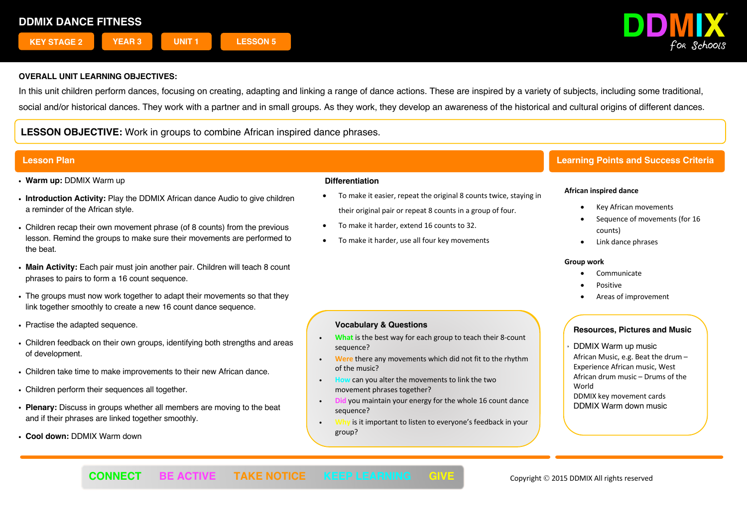# DDMIX DANCE FITNESS

KEY STAGE 2 | YEAR 3 | UNIT 1 | LESSON 5

**OVERALL UNIT LEARNING OBJECTIVES:**

In this unit children perform dances, focusing on creating, adapting and linking a range of dance actions. These are inspired by a variety of subjects, including some traditional, social and/or historical dances. They work with a partner and in small groups. As they work, they develop an awareness of the historical and cultural origins of different dances.

**LESSON OBJECTIVE:** Work in groups to combine African inspired dance phrases.

## Lesson Plan

- **Warm up:** DDMIX Warm up
- **Introduction Activity:** Play the DDMIX African dance Audio to give children a reminder of the African style.
- Children recap their own movement phrase (of 8 counts) from the previous lesson. Remind the groups to make sure their movements are performed to the beat.
- **Main Activity:** Each pair must join another pair. Children will teach 8 count phrases to pairs to form a 16 count sequence.
- The groups must now work together to adapt their movements so that they link together smoothly to create a new 16 count dance sequence.
- Practise the adapted sequence.
- Children feedback on their own groups, identifying both strengths and areas of development.
- Children take time to make improvements to their new African dance.
- Children perform their sequences all together.
- **Plenary:** Discuss in groups whether all members are moving to the beat and if their phrases are linked together smoothly.
- **Cool down:** DDMIX Warm down

### Differentiation

- To make it easier, repeat the original 8 counts twice, staying in their original pair or repeat 8 counts in a group of four.
- To make it harder, extend 16 counts to 32.
- To make it harder, use all four key movements

### Vocabulary & Questions

- **What** is the best way for each group to teach their 8-count sequence?
- **Were** there any movements which did not fit to the rhythm of the music?
- **How** can you alter the movements to link the two movement phrases together?
- **Did** you maintain your energy for the whole 16 count dance sequence?
- **Why** is it important to listen to everyone's feedback in your group?

## Learning Points and Success Criteria

**African inspired dance**

- Key African movements
- Sequence of movements (for 16 counts)
- Link dance phrases

**Group work**

- Communicate
- Positive
- Areas of improvement

### Resources, Pictures and Music

- DDMIX Warm up music
- African Music, e.g. Beat the drum – Experience African music, West African drum music – Drums of the World
- DDMIX key movement cards
- DDMIX Warm down music

CONNECT BE ACTIVE TAKE NOTICE KEEP LEARNING GIVE

Copyright © 2015 DDMIX All rights reserved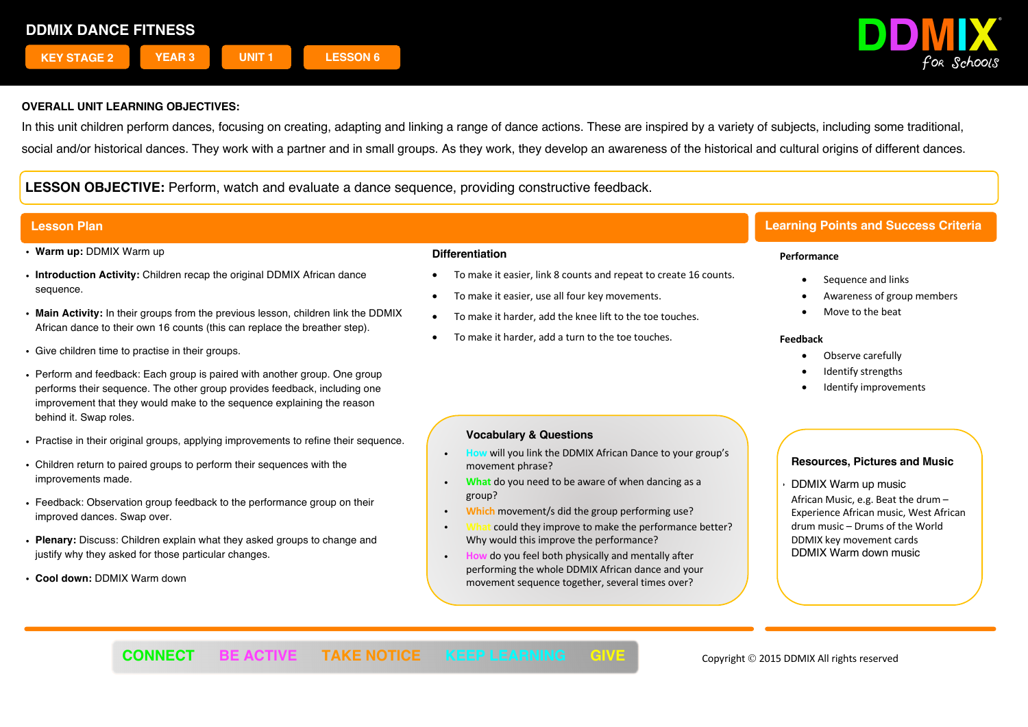# DDMIX DANCE FITNESS

KEY STAGE 2 | YEAR 3 | UNIT 1 | LESSON 6

DDMIX for Schools

**OVERALL UNIT LEARNING OBJECTIVES:**

In this unit children perform dances, focusing on creating, adapting and linking a range of dance actions. These are inspired by a variety of subjects, including some traditional, social and/or historical dances. They work with a partner and in small groups. As they work, they develop an awareness of the historical and cultural origins of different dances.

**LESSON OBJECTIVE:** Perform, watch and evaluate a dance sequence, providing constructive feedback.

## Lesson Plan

- **Warm up:** DDMIX Warm up
- **Introduction Activity:** Children recap the original DDMIX African dance sequence.
- **Main Activity:** In their groups from the previous lesson, children link the DDMIX African dance to their own 16 counts (this can replace the breather step).
- Give children time to practise in their groups.
- Perform and feedback: Each group is paired with another group. One group performs their sequence. The other group provides feedback, including one improvement that they would make to the sequence explaining the reason behind it. Swap roles.
- Practise in their original groups, applying improvements to refine their sequence.
- Children return to paired groups to perform their sequences with the improvements made.
- Feedback: Observation group feedback to the performance group on their improved dances. Swap over.
- **Plenary:** Discuss: Children explain what they asked groups to change and justify why they asked for those particular changes.
- **Cool down:** DDMIX Warm down

### Differentiation

- To make it easier, link 8 counts and repeat to create 16 counts.
- To make it easier, use all four key movements.
- To make it harder, add the knee lift to the toe touches.
- To make it harder, add a turn to the toe touches.

### Vocabulary & Questions

- How will you link the DDMIX African Dance to your group's movement phrase?
- What do you need to be aware of when dancing as a group?
- Which movement/s did the group performing use?
- What could they improve to make the performance better? Why would this improve the performance?
- How do you feel both physically and mentally after performing the whole DDMIX African dance and your movement sequence together, several times over?

## Learning Points and Success Criteria

**Performance**

- Sequence and links
- Awareness of group members
- Move to the beat

**Feedback**

- Observe carefully
- Identify strengths
- Identify improvements

### Resources, Pictures and Music

- DDMIX Warm up music

African Music, e.g. Beat the drum – Experience African music, West African drum music – Drums of the World

DDMIX key movement cards

DDMIX Warm down music

CONNECT BE ACTIVE TAKE NOTICE KEEP LEARNING GIVE

Copyright © 2015 DDMIX All rights reserved